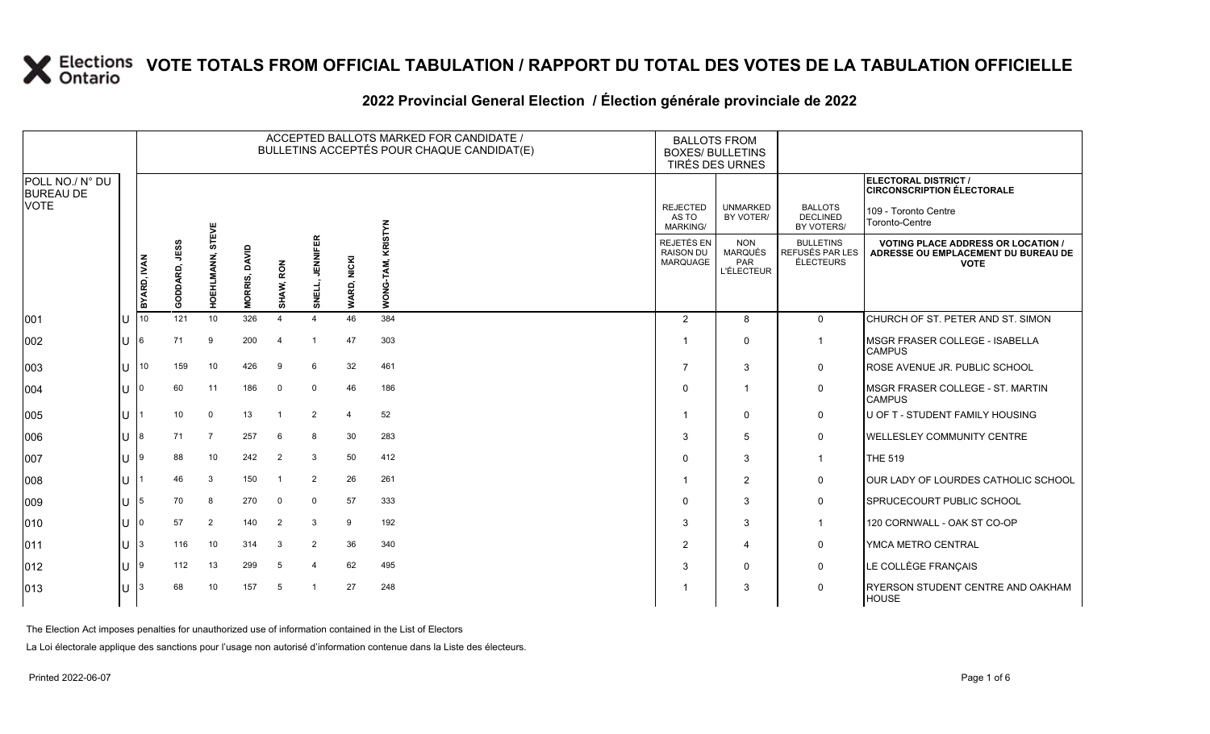# VOTE TOTALS FROM OFFICIAL TABULATION / RAPPORT DU TOTAL DES VOTES DE LA TABULATION OFFICIELLE

## 2022 Provincial General Election / Élection générale provinciale de 2022

| POLL NO./ N° DU BUREAU DE VOTE | | ACCEPTED BALLOTS MARKED FOR CANDIDATE / BULLETINS ACCEPTÉS POUR CHAQUE CANDIDAT(E) | | | | | | | | BALLOTS FROM BOXES/ BULLETINS TIRÉS DES URNES | | | ELECTORAL DISTRICT / CIRCONSCRIPTION ÉLECTORALE 109 - Toronto Centre Toronto-Centre |
|---|---|---|---|---|---|---|---|---|---|---|---|---|---|
| | | BYARD, IVAN | GODDARD, JESS | HOEHLMANN, STEVE | MORRIS, DAVID | SHAW, RON | SNELL, JENNIFER | WARD, NICKI | WONG-TAM, KRISTYN | REJECTED AS TO MARKING/ REJETÉS EN RAISON DU MARQUAGE | UNMARKED BY VOTER/ NON MARQUÉS PAR L'ÉLECTEUR | BALLOTS DECLINED BY VOTERS/ BULLETINS REFUSÉS PAR LES ÉLECTEURS | VOTING PLACE ADDRESS OR LOCATION / ADRESSE OU EMPLACEMENT DU BUREAU DE VOTE |
| 001 | U | 10 | 121 | 10 | 326 | 4 | 4 | 46 | 384 | 2 | 8 | 0 | CHURCH OF ST. PETER AND ST. SIMON |
| 002 | U | 6 | 71 | 9 | 200 | 4 | 1 | 47 | 303 | 1 | 0 | 1 | MSGR FRASER COLLEGE - ISABELLA CAMPUS |
| 003 | U | 10 | 159 | 10 | 426 | 9 | 6 | 32 | 461 | 7 | 3 | 0 | ROSE AVENUE JR. PUBLIC SCHOOL |
| 004 | U | 0 | 60 | 11 | 186 | 0 | 0 | 46 | 186 | 0 | 1 | 0 | MSGR FRASER COLLEGE - ST. MARTIN CAMPUS |
| 005 | U | 1 | 10 | 0 | 13 | 1 | 2 | 4 | 52 | 1 | 0 | 0 | U OF T - STUDENT FAMILY HOUSING |
| 006 | U | 8 | 71 | 7 | 257 | 6 | 8 | 30 | 283 | 3 | 5 | 0 | WELLESLEY COMMUNITY CENTRE |
| 007 | U | 9 | 88 | 10 | 242 | 2 | 3 | 50 | 412 | 0 | 3 | 1 | THE 519 |
| 008 | U | 1 | 46 | 3 | 150 | 1 | 2 | 26 | 261 | 1 | 2 | 0 | OUR LADY OF LOURDES CATHOLIC SCHOOL |
| 009 | U | 5 | 70 | 8 | 270 | 0 | 0 | 57 | 333 | 0 | 3 | 0 | SPRUCECOURT PUBLIC SCHOOL |
| 010 | U | 0 | 57 | 2 | 140 | 2 | 3 | 9 | 192 | 3 | 3 | 1 | 120 CORNWALL - OAK ST CO-OP |
| 011 | U | 3 | 116 | 10 | 314 | 3 | 2 | 36 | 340 | 2 | 4 | 0 | YMCA METRO CENTRAL |
| 012 | U | 9 | 112 | 13 | 299 | 5 | 4 | 62 | 495 | 3 | 0 | 0 | LE COLLÈGE FRANÇAIS |
| 013 | U | 3 | 68 | 10 | 157 | 5 | 1 | 27 | 248 | 1 | 3 | 0 | RYERSON STUDENT CENTRE AND OAKHAM HOUSE |

The Election Act imposes penalties for unauthorized use of information contained in the List of Electors

La Loi électorale applique des sanctions pour l'usage non autorisé d'information contenue dans la Liste des électeurs.

Printed 2022-06-07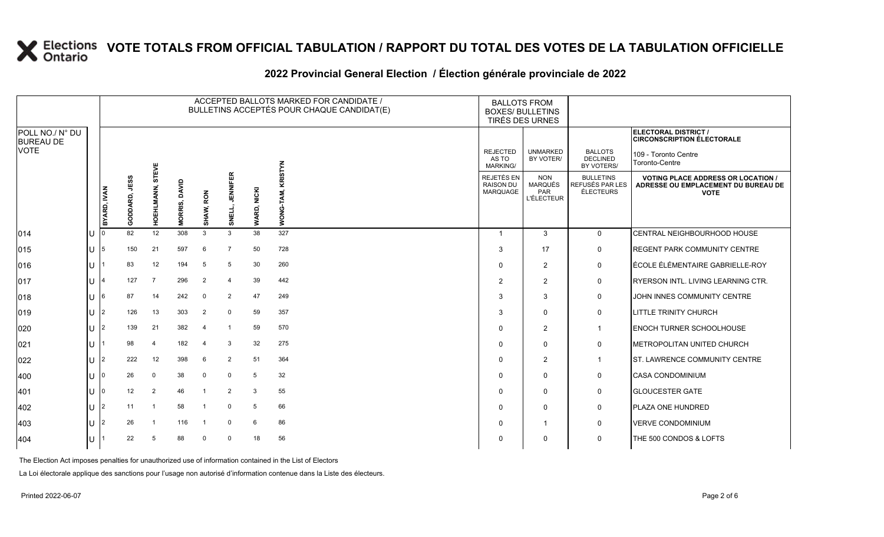# VOTE TOTALS FROM OFFICIAL TABULATION / RAPPORT DU TOTAL DES VOTES DE LA TABULATION OFFICIELLE

## 2022 Provincial General Election / Élection générale provinciale de 2022

**ELECTORAL DISTRICT / CIRCONSCRIPTION ÉLECTORALE:** 109 - Toronto Centre / Toronto-Centre

| POLL NO./ N° DU BUREAU DE VOTE | | BYARD, IVAN | GODDARD, JESS | HOEHLMANN, STEVE | MORRIS, DAVID | SHAW, RON | SNELL, JENNIFER | WARD, NICKI | WONG-TAM, KRISTYN | REJECTED AS TO MARKING/ REJETÉS EN RAISON DU MARQUAGE | UNMARKED BY VOTER/ NON MARQUÉS PAR L'ÉLECTEUR | BALLOTS DECLINED BY VOTERS/ BULLETINS REFUSÉS PAR LES ÉLECTEURS | VOTING PLACE ADDRESS OR LOCATION / ADRESSE OU EMPLACEMENT DU BUREAU DE VOTE |
|---|---|---|---|---|---|---|---|---|---|---|---|---|---|
| 014 | U | 0 | 82 | 12 | 308 | 3 | 3 | 38 | 327 | 1 | 3 | 0 | CENTRAL NEIGHBOURHOOD HOUSE |
| 015 | U | 5 | 150 | 21 | 597 | 6 | 7 | 50 | 728 | 3 | 17 | 0 | REGENT PARK COMMUNITY CENTRE |
| 016 | U | 1 | 83 | 12 | 194 | 5 | 5 | 30 | 260 | 0 | 2 | 0 | ÉCOLE ÉLÉMENTAIRE GABRIELLE-ROY |
| 017 | U | 4 | 127 | 7 | 296 | 2 | 4 | 39 | 442 | 2 | 2 | 0 | RYERSON INTL. LIVING LEARNING CTR. |
| 018 | U | 6 | 87 | 14 | 242 | 0 | 2 | 47 | 249 | 3 | 3 | 0 | JOHN INNES COMMUNITY CENTRE |
| 019 | U | 2 | 126 | 13 | 303 | 2 | 0 | 59 | 357 | 3 | 0 | 0 | LITTLE TRINITY CHURCH |
| 020 | U | 2 | 139 | 21 | 382 | 4 | 1 | 59 | 570 | 0 | 2 | 1 | ENOCH TURNER SCHOOLHOUSE |
| 021 | U | 1 | 98 | 4 | 182 | 4 | 3 | 32 | 275 | 0 | 0 | 0 | METROPOLITAN UNITED CHURCH |
| 022 | U | 2 | 222 | 12 | 398 | 6 | 2 | 51 | 364 | 0 | 2 | 1 | ST. LAWRENCE COMMUNITY CENTRE |
| 400 | U | 0 | 26 | 0 | 38 | 0 | 0 | 5 | 32 | 0 | 0 | 0 | CASA CONDOMINIUM |
| 401 | U | 0 | 12 | 2 | 46 | 1 | 2 | 3 | 55 | 0 | 0 | 0 | GLOUCESTER GATE |
| 402 | U | 2 | 11 | 1 | 58 | 1 | 0 | 5 | 66 | 0 | 0 | 0 | PLAZA ONE HUNDRED |
| 403 | U | 2 | 26 | 1 | 116 | 1 | 0 | 6 | 86 | 0 | 1 | 0 | VERVE CONDOMINIUM |
| 404 | U | 1 | 22 | 5 | 88 | 0 | 0 | 18 | 56 | 0 | 0 | 0 | THE 500 CONDOS & LOFTS |

The Election Act imposes penalties for unauthorized use of information contained in the List of Electors

La Loi électorale applique des sanctions pour l'usage non autorisé d'information contenue dans la Liste des électeurs.

Printed 2022-06-07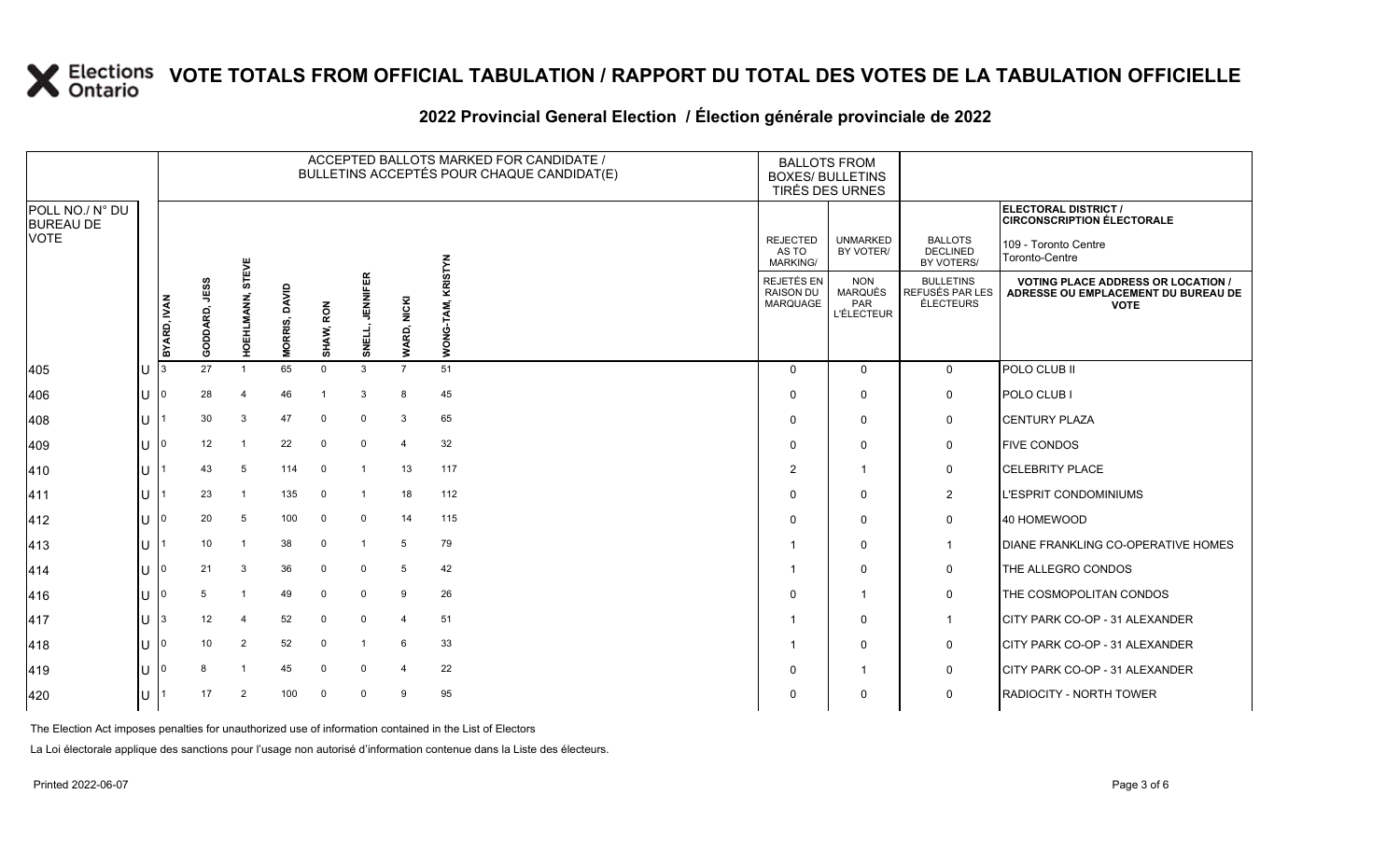# VOTE TOTALS FROM OFFICIAL TABULATION / RAPPORT DU TOTAL DES VOTES DE LA TABULATION OFFICIELLE

## 2022 Provincial General Election / Élection générale provinciale de 2022

**ELECTORAL DISTRICT / CIRCONSCRIPTION ÉLECTORALE:** 109 - Toronto Centre / Toronto-Centre

| POLL NO./ N° DU BUREAU DE VOTE | | BYARD, IVAN | GODDARD, JESS | HOEHLMANN, STEVE | MORRIS, DAVID | SHAW, RON | SNELL, JENNIFER | WARD, NICKI | WONG-TAM, KRISTYN | REJECTED AS TO MARKING/ REJETÉS EN RAISON DU MARQUAGE | UNMARKED BY VOTER/ NON MARQUÉS PAR L'ÉLECTEUR | BALLOTS DECLINED BY VOTERS/ BULLETINS REFUSÉS PAR LES ÉLECTEURS | VOTING PLACE ADDRESS OR LOCATION / ADRESSE OU EMPLACEMENT DU BUREAU DE VOTE |
|---|---|---|---|---|---|---|---|---|---|---|---|---|---|
| 405 | U | 3 | 27 | 1 | 65 | 0 | 3 | 7 | 51 | 0 | 0 | 0 | POLO CLUB II |
| 406 | U | 0 | 28 | 4 | 46 | 1 | 3 | 8 | 45 | 0 | 0 | 0 | POLO CLUB I |
| 408 | U | 1 | 30 | 3 | 47 | 0 | 0 | 3 | 65 | 0 | 0 | 0 | CENTURY PLAZA |
| 409 | U | 0 | 12 | 1 | 22 | 0 | 0 | 4 | 32 | 0 | 0 | 0 | FIVE CONDOS |
| 410 | U | 1 | 43 | 5 | 114 | 0 | 1 | 13 | 117 | 2 | 1 | 0 | CELEBRITY PLACE |
| 411 | U | 1 | 23 | 1 | 135 | 0 | 1 | 18 | 112 | 0 | 0 | 2 | L'ESPRIT CONDOMINIUMS |
| 412 | U | 0 | 20 | 5 | 100 | 0 | 0 | 14 | 115 | 0 | 0 | 0 | 40 HOMEWOOD |
| 413 | U | 1 | 10 | 1 | 38 | 0 | 1 | 5 | 79 | 1 | 0 | 1 | DIANE FRANKLING CO-OPERATIVE HOMES |
| 414 | U | 0 | 21 | 3 | 36 | 0 | 0 | 5 | 42 | 1 | 0 | 0 | THE ALLEGRO CONDOS |
| 416 | U | 0 | 5 | 1 | 49 | 0 | 0 | 9 | 26 | 0 | 1 | 0 | THE COSMOPOLITAN CONDOS |
| 417 | U | 3 | 12 | 4 | 52 | 0 | 0 | 4 | 51 | 1 | 0 | 1 | CITY PARK CO-OP - 31 ALEXANDER |
| 418 | U | 0 | 10 | 2 | 52 | 0 | 1 | 6 | 33 | 1 | 0 | 0 | CITY PARK CO-OP - 31 ALEXANDER |
| 419 | U | 0 | 8 | 1 | 45 | 0 | 0 | 4 | 22 | 0 | 1 | 0 | CITY PARK CO-OP - 31 ALEXANDER |
| 420 | U | 1 | 17 | 2 | 100 | 0 | 0 | 9 | 95 | 0 | 0 | 0 | RADIOCITY - NORTH TOWER |

The Election Act imposes penalties for unauthorized use of information contained in the List of Electors

La Loi électorale applique des sanctions pour l'usage non autorisé d'information contenue dans la Liste des électeurs.

Printed 2022-06-07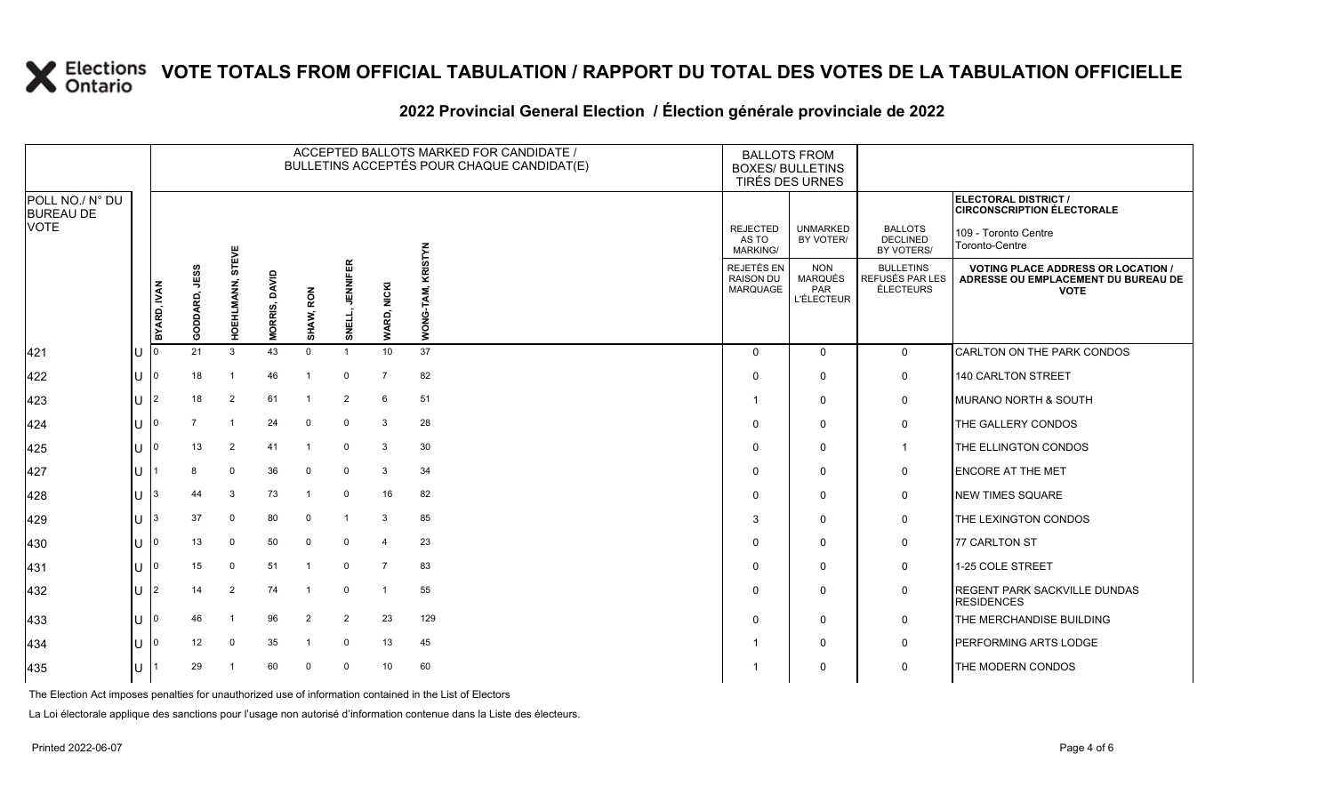# VOTE TOTALS FROM OFFICIAL TABULATION / RAPPORT DU TOTAL DES VOTES DE LA TABULATION OFFICIELLE

## 2022 Provincial General Election / Élection générale provinciale de 2022

**ELECTORAL DISTRICT / CIRCONSCRIPTION ÉLECTORALE:** 109 - Toronto Centre / Toronto-Centre

| POLL NO./ N° DU BUREAU DE VOTE | | BYARD, IVAN | GODDARD, JESS | HOEHLMANN, STEVE | MORRIS, DAVID | SHAW, RON | SNELL, JENNIFER | WARD, NICKI | WONG-TAM, KRISTYN | REJECTED AS TO MARKING/ REJETÉS EN RAISON DU MARQUAGE | UNMARKED BY VOTER/ NON MARQUÉS PAR L'ÉLECTEUR | BALLOTS DECLINED BY VOTERS/ BULLETINS REFUSÉS PAR LES ÉLECTEURS | VOTING PLACE ADDRESS OR LOCATION / ADRESSE OU EMPLACEMENT DU BUREAU DE VOTE |
|---|---|---|---|---|---|---|---|---|---|---|---|---|---|
| 421 | U | 0 | 21 | 3 | 43 | 0 | 1 | 10 | 37 | 0 | 0 | 0 | CARLTON ON THE PARK CONDOS |
| 422 | U | 0 | 18 | 1 | 46 | 1 | 0 | 7 | 82 | 0 | 0 | 0 | 140 CARLTON STREET |
| 423 | U | 2 | 18 | 2 | 61 | 1 | 2 | 6 | 51 | 1 | 0 | 0 | MURANO NORTH & SOUTH |
| 424 | U | 0 | 7 | 1 | 24 | 0 | 0 | 3 | 28 | 0 | 0 | 0 | THE GALLERY CONDOS |
| 425 | U | 0 | 13 | 2 | 41 | 1 | 0 | 3 | 30 | 0 | 0 | 1 | THE ELLINGTON CONDOS |
| 427 | U | 1 | 8 | 0 | 36 | 0 | 0 | 3 | 34 | 0 | 0 | 0 | ENCORE AT THE MET |
| 428 | U | 3 | 44 | 3 | 73 | 1 | 0 | 16 | 82 | 0 | 0 | 0 | NEW TIMES SQUARE |
| 429 | U | 3 | 37 | 0 | 80 | 0 | 1 | 3 | 85 | 3 | 0 | 0 | THE LEXINGTON CONDOS |
| 430 | U | 0 | 13 | 0 | 50 | 0 | 0 | 4 | 23 | 0 | 0 | 0 | 77 CARLTON ST |
| 431 | U | 0 | 15 | 0 | 51 | 1 | 0 | 7 | 83 | 0 | 0 | 0 | 1-25 COLE STREET |
| 432 | U | 2 | 14 | 2 | 74 | 1 | 0 | 1 | 55 | 0 | 0 | 0 | REGENT PARK SACKVILLE DUNDAS RESIDENCES |
| 433 | U | 0 | 46 | 1 | 96 | 2 | 2 | 23 | 129 | 0 | 0 | 0 | THE MERCHANDISE BUILDING |
| 434 | U | 0 | 12 | 0 | 35 | 1 | 0 | 13 | 45 | 1 | 0 | 0 | PERFORMING ARTS LODGE |
| 435 | U | 1 | 29 | 1 | 60 | 0 | 0 | 10 | 60 | 1 | 0 | 0 | THE MODERN CONDOS |

The Election Act imposes penalties for unauthorized use of information contained in the List of Electors

La Loi électorale applique des sanctions pour l'usage non autorisé d'information contenue dans la Liste des électeurs.

Printed 2022-06-07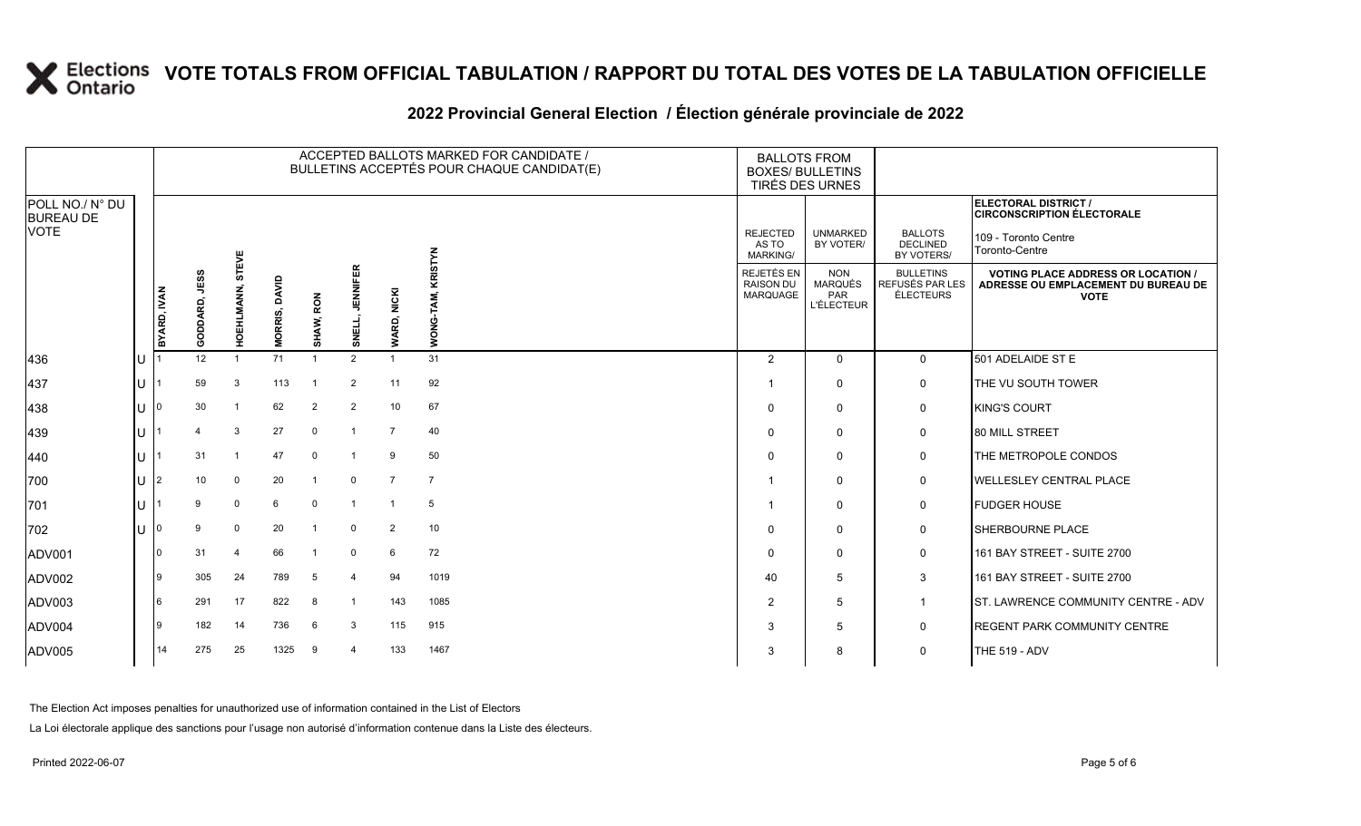# VOTE TOTALS FROM OFFICIAL TABULATION / RAPPORT DU TOTAL DES VOTES DE LA TABULATION OFFICIELLE

## 2022 Provincial General Election / Élection générale provinciale de 2022

ELECTORAL DISTRICT / CIRCONSCRIPTION ÉLECTORALE: 109 - Toronto Centre / Toronto-Centre

| POLL NO./ N° DU BUREAU DE VOTE | | BYARD, IVAN | GODDARD, JESS | HOEHLMANN, STEVE | MORRIS, DAVID | SHAW, RON | SNELL, JENNIFER | WARD, NICKI | WONG-TAM, KRISTYN | REJECTED AS TO MARKING/ REJETÉS EN RAISON DU MARQUAGE | UNMARKED BY VOTER/ NON MARQUÉS PAR L'ÉLECTEUR | BALLOTS DECLINED BY VOTERS/ BULLETINS REFUSÉS PAR LES ÉLECTEURS | VOTING PLACE ADDRESS OR LOCATION / ADRESSE OU EMPLACEMENT DU BUREAU DE VOTE |
|---|---|---|---|---|---|---|---|---|---|---|---|---|---|
| 436 | U | 1 | 12 | 1 | 71 | 1 | 2 | 1 | 31 | 2 | 0 | 0 | 501 ADELAIDE ST E |
| 437 | U | 1 | 59 | 3 | 113 | 1 | 2 | 11 | 92 | 1 | 0 | 0 | THE VU SOUTH TOWER |
| 438 | U | 0 | 30 | 1 | 62 | 2 | 2 | 10 | 67 | 0 | 0 | 0 | KING'S COURT |
| 439 | U | 1 | 4 | 3 | 27 | 0 | 1 | 7 | 40 | 0 | 0 | 0 | 80 MILL STREET |
| 440 | U | 1 | 31 | 1 | 47 | 0 | 1 | 9 | 50 | 0 | 0 | 0 | THE METROPOLE CONDOS |
| 700 | U | 2 | 10 | 0 | 20 | 1 | 0 | 7 | 7 | 1 | 0 | 0 | WELLESLEY CENTRAL PLACE |
| 701 | U | 1 | 9 | 0 | 6 | 0 | 1 | 1 | 5 | 1 | 0 | 0 | FUDGER HOUSE |
| 702 | U | 0 | 9 | 0 | 20 | 1 | 0 | 2 | 10 | 0 | 0 | 0 | SHERBOURNE PLACE |
| ADV001 | | 0 | 31 | 4 | 66 | 1 | 0 | 6 | 72 | 0 | 0 | 0 | 161 BAY STREET - SUITE 2700 |
| ADV002 | | 9 | 305 | 24 | 789 | 5 | 4 | 94 | 1019 | 40 | 5 | 3 | 161 BAY STREET - SUITE 2700 |
| ADV003 | | 6 | 291 | 17 | 822 | 8 | 1 | 143 | 1085 | 2 | 5 | 1 | ST. LAWRENCE COMMUNITY CENTRE - ADV |
| ADV004 | | 9 | 182 | 14 | 736 | 6 | 3 | 115 | 915 | 3 | 5 | 0 | REGENT PARK COMMUNITY CENTRE |
| ADV005 | | 14 | 275 | 25 | 1325 | 9 | 4 | 133 | 1467 | 3 | 8 | 0 | THE 519 - ADV |

The Election Act imposes penalties for unauthorized use of information contained in the List of Electors

La Loi électorale applique des sanctions pour l'usage non autorisé d'information contenue dans la Liste des électeurs.

Printed 2022-06-07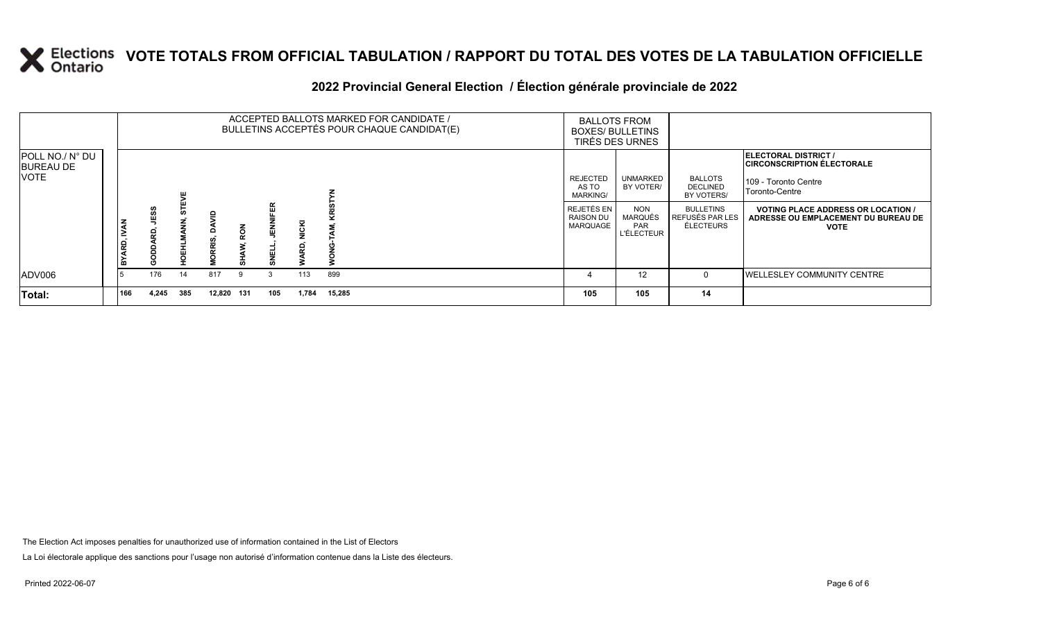# VOTE TOTALS FROM OFFICIAL TABULATION / RAPPORT DU TOTAL DES VOTES DE LA TABULATION OFFICIELLE

## 2022 Provincial General Election / Élection générale provinciale de 2022

| POLL NO./ N° DU BUREAU DE VOTE | ACCEPTED BALLOTS MARKED FOR CANDIDATE / BULLETINS ACCEPTÉS POUR CHAQUE CANDIDAT(E) | | | | | | | | BALLOTS FROM BOXES/ BULLETINS TIRÉS DES URNES | | | ELECTORAL DISTRICT / CIRCONSCRIPTION ÉLECTORALE 109 - Toronto Centre Toronto-Centre |
|---|---|---|---|---|---|---|---|---|---|---|---|---|
| | BYARD, IVAN | GODDARD, JESS | HOEHLMANN, STEVE | MORRIS, DAVID | SHAW, RON | SNELL, JENNIFER | WARD, NICKI | WONG-TAM, KRISTYN | REJECTED AS TO MARKING/ REJETÉS EN RAISON DU MARQUAGE | UNMARKED BY VOTER/ NON MARQUÉS PAR L'ÉLECTEUR | BALLOTS DECLINED BY VOTERS/ BULLETINS REFUSÉS PAR LES ÉLECTEURS | VOTING PLACE ADDRESS OR LOCATION / ADRESSE OU EMPLACEMENT DU BUREAU DE VOTE |
| ADV006 | 5 | 176 | 14 | 817 | 9 | 3 | 113 | 899 | 4 | 12 | 0 | WELLESLEY COMMUNITY CENTRE |
| **Total:** | **166** | **4,245** | **385** | **12,820** | **131** | **105** | **1,784** | **15,285** | **105** | **105** | **14** | |

The Election Act imposes penalties for unauthorized use of information contained in the List of Electors

La Loi électorale applique des sanctions pour l'usage non autorisé d'information contenue dans la Liste des électeurs.

Printed 2022-06-07